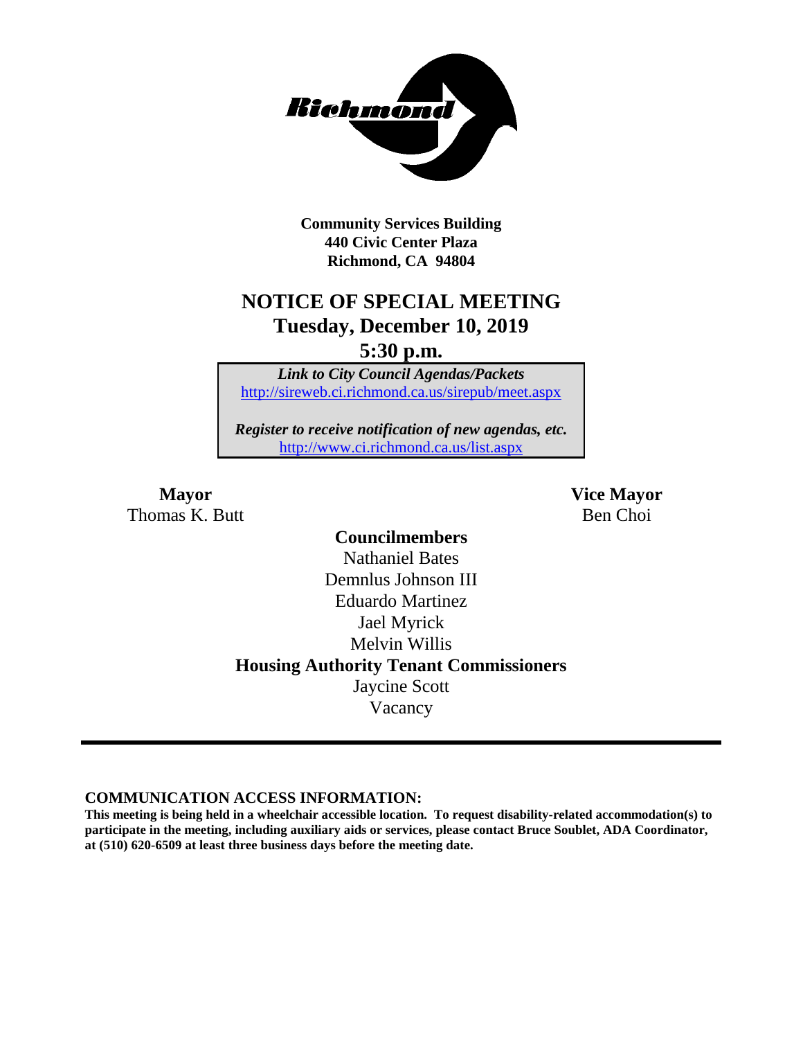**Community Services Building**
**440 Civic Center Plaza**
**Richmond, CA 94804**

# NOTICE OF SPECIAL MEETING
## Tuesday, December 10, 2019
## 5:30 p.m.

***Link to City Council Agendas/Packets***
http://sireweb.ci.richmond.ca.us/sirepub/meet.aspx

***Register to receive notification of new agendas, etc.***
http://www.ci.richmond.ca.us/list.aspx

**Mayor**
Thomas K. Butt

**Vice Mayor**
Ben Choi

**Councilmembers**
Nathaniel Bates
Demnlus Johnson III
Eduardo Martinez
Jael Myrick
Melvin Willis

**Housing Authority Tenant Commissioners**
Jaycine Scott
Vacancy

---

**COMMUNICATION ACCESS INFORMATION:**
**This meeting is being held in a wheelchair accessible location. To request disability-related accommodation(s) to participate in the meeting, including auxiliary aids or services, please contact Bruce Soublet, ADA Coordinator, at (510) 620-6509 at least three business days before the meeting date.**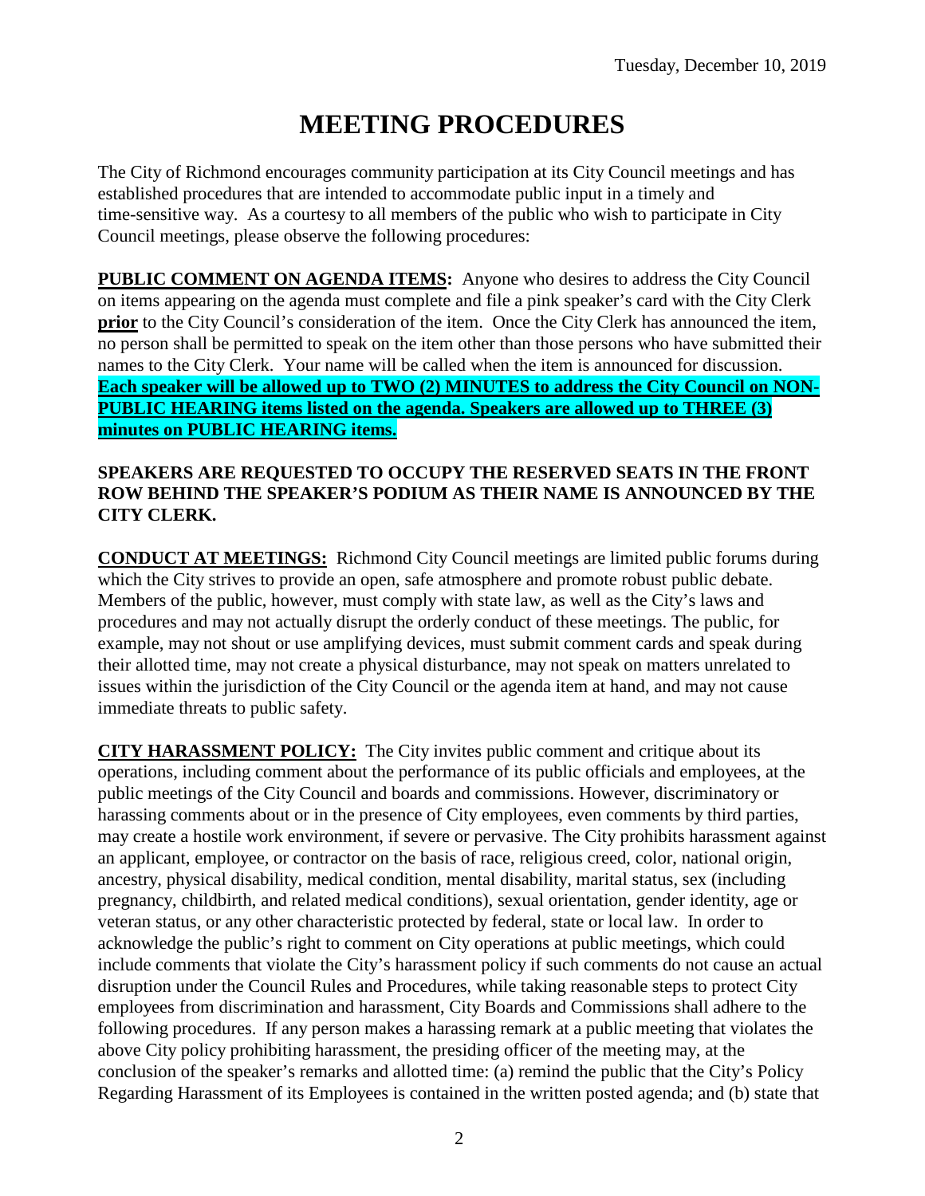Tuesday, December 10, 2019

# MEETING PROCEDURES

The City of Richmond encourages community participation at its City Council meetings and has established procedures that are intended to accommodate public input in a timely and time-sensitive way. As a courtesy to all members of the public who wish to participate in City Council meetings, please observe the following procedures:

**PUBLIC COMMENT ON AGENDA ITEMS:** Anyone who desires to address the City Council on items appearing on the agenda must complete and file a pink speaker's card with the City Clerk **prior** to the City Council's consideration of the item. Once the City Clerk has announced the item, no person shall be permitted to speak on the item other than those persons who have submitted their names to the City Clerk. Your name will be called when the item is announced for discussion. **Each speaker will be allowed up to TWO (2) MINUTES to address the City Council on NON-PUBLIC HEARING items listed on the agenda. Speakers are allowed up to THREE (3) minutes on PUBLIC HEARING items.**

**SPEAKERS ARE REQUESTED TO OCCUPY THE RESERVED SEATS IN THE FRONT ROW BEHIND THE SPEAKER'S PODIUM AS THEIR NAME IS ANNOUNCED BY THE CITY CLERK.**

**CONDUCT AT MEETINGS:** Richmond City Council meetings are limited public forums during which the City strives to provide an open, safe atmosphere and promote robust public debate. Members of the public, however, must comply with state law, as well as the City's laws and procedures and may not actually disrupt the orderly conduct of these meetings. The public, for example, may not shout or use amplifying devices, must submit comment cards and speak during their allotted time, may not create a physical disturbance, may not speak on matters unrelated to issues within the jurisdiction of the City Council or the agenda item at hand, and may not cause immediate threats to public safety.

**CITY HARASSMENT POLICY:** The City invites public comment and critique about its operations, including comment about the performance of its public officials and employees, at the public meetings of the City Council and boards and commissions. However, discriminatory or harassing comments about or in the presence of City employees, even comments by third parties, may create a hostile work environment, if severe or pervasive. The City prohibits harassment against an applicant, employee, or contractor on the basis of race, religious creed, color, national origin, ancestry, physical disability, medical condition, mental disability, marital status, sex (including pregnancy, childbirth, and related medical conditions), sexual orientation, gender identity, age or veteran status, or any other characteristic protected by federal, state or local law. In order to acknowledge the public's right to comment on City operations at public meetings, which could include comments that violate the City's harassment policy if such comments do not cause an actual disruption under the Council Rules and Procedures, while taking reasonable steps to protect City employees from discrimination and harassment, City Boards and Commissions shall adhere to the following procedures. If any person makes a harassing remark at a public meeting that violates the above City policy prohibiting harassment, the presiding officer of the meeting may, at the conclusion of the speaker's remarks and allotted time: (a) remind the public that the City's Policy Regarding Harassment of its Employees is contained in the written posted agenda; and (b) state that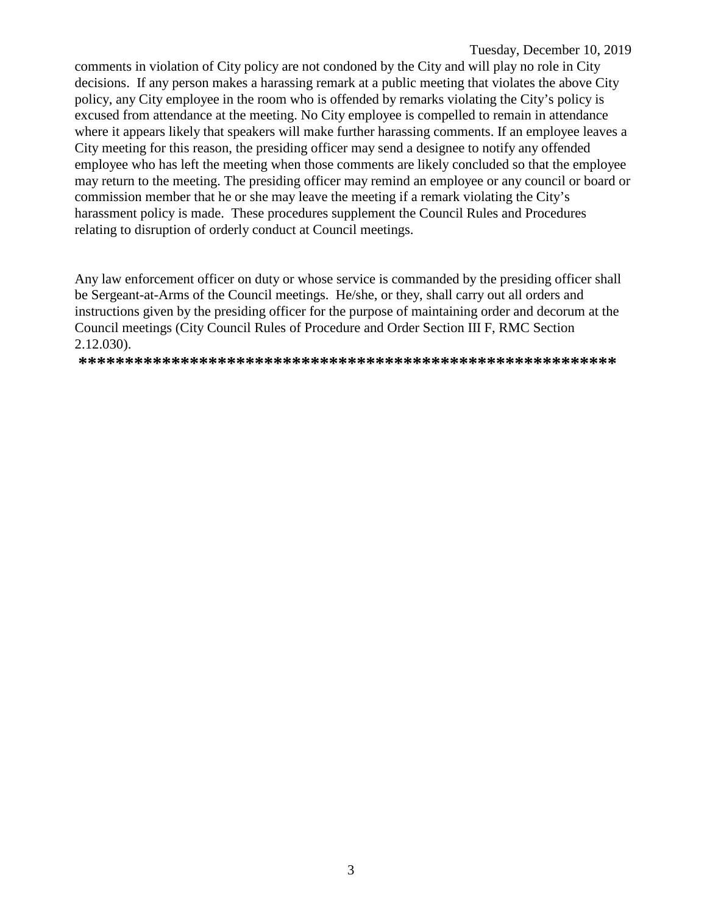comments in violation of City policy are not condoned by the City and will play no role in City decisions. If any person makes a harassing remark at a public meeting that violates the above City policy, any City employee in the room who is offended by remarks violating the City's policy is excused from attendance at the meeting. No City employee is compelled to remain in attendance where it appears likely that speakers will make further harassing comments. If an employee leaves a City meeting for this reason, the presiding officer may send a designee to notify any offended employee who has left the meeting when those comments are likely concluded so that the employee may return to the meeting. The presiding officer may remind an employee or any council or board or commission member that he or she may leave the meeting if a remark violating the City's harassment policy is made. These procedures supplement the Council Rules and Procedures relating to disruption of orderly conduct at Council meetings.

Any law enforcement officer on duty or whose service is commanded by the presiding officer shall be Sergeant-at-Arms of the Council meetings. He/she, or they, shall carry out all orders and instructions given by the presiding officer for the purpose of maintaining order and decorum at the Council meetings (City Council Rules of Procedure and Order Section III F, RMC Section 2.12.030).

**********************************************************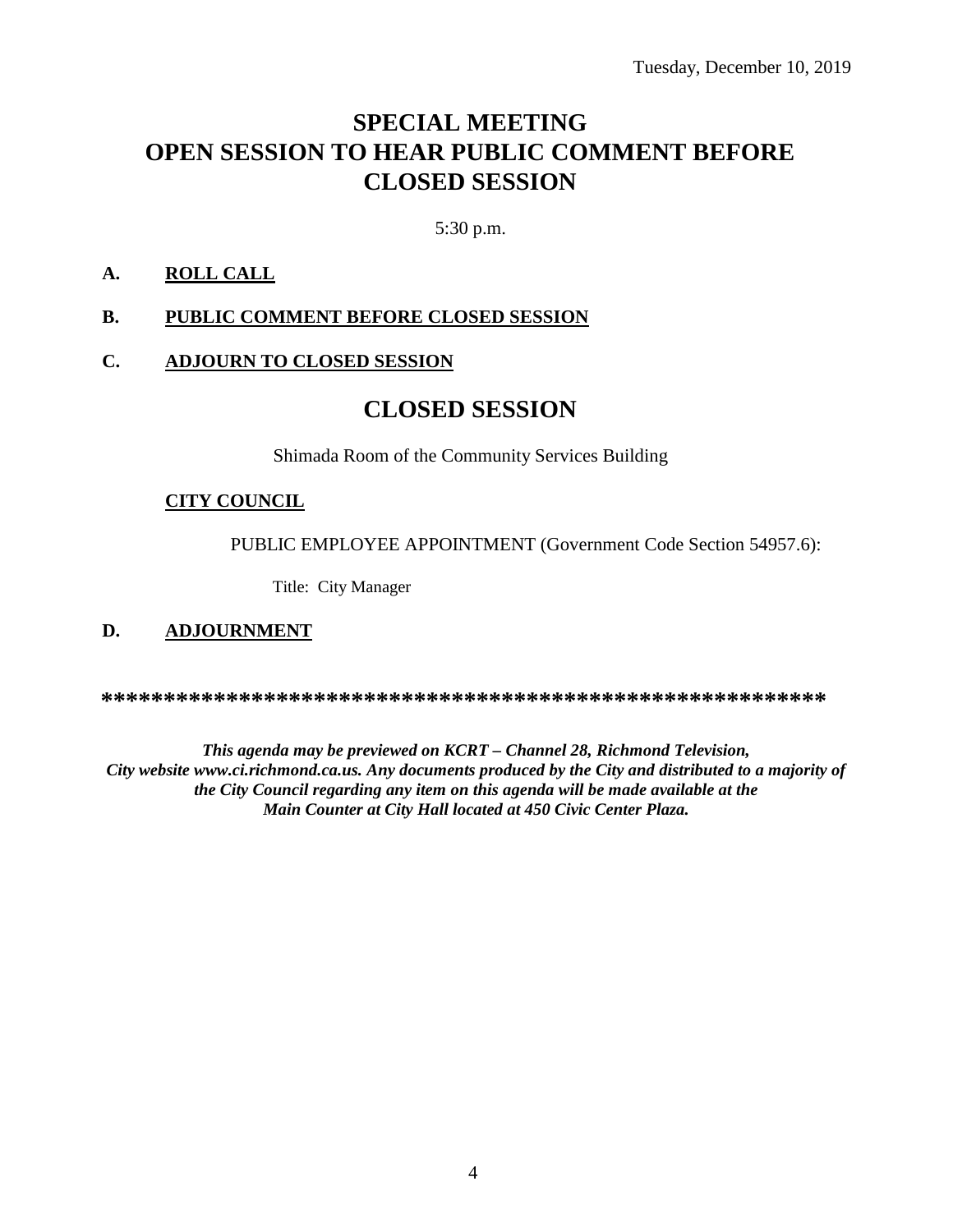Tuesday, December 10, 2019

# SPECIAL MEETING
# OPEN SESSION TO HEAR PUBLIC COMMENT BEFORE CLOSED SESSION

5:30 p.m.

**A.** **ROLL CALL**

**B.** **PUBLIC COMMENT BEFORE CLOSED SESSION**

**C.** **ADJOURN TO CLOSED SESSION**

# CLOSED SESSION

Shimada Room of the Community Services Building

**CITY COUNCIL**

PUBLIC EMPLOYEE APPOINTMENT (Government Code Section 54957.6):

Title: City Manager

**D.** **ADJOURNMENT**

**************************************************************

***This agenda may be previewed on KCRT – Channel 28, Richmond Television, City website www.ci.richmond.ca.us. Any documents produced by the City and distributed to a majority of the City Council regarding any item on this agenda will be made available at the Main Counter at City Hall located at 450 Civic Center Plaza.***